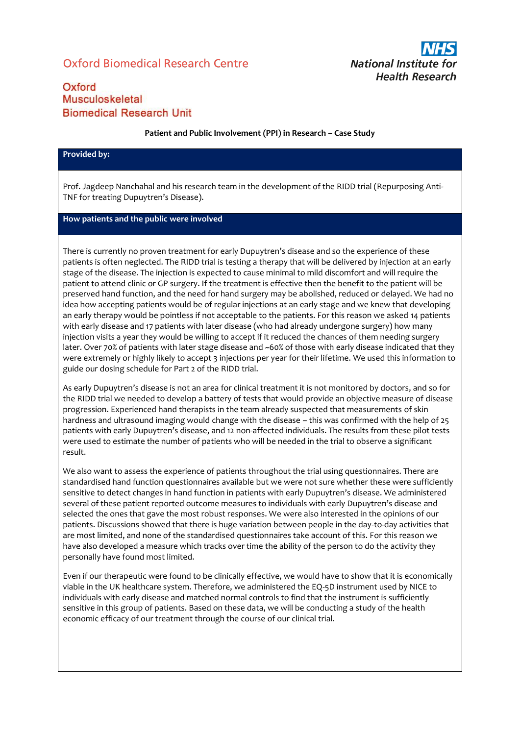Oxford Biomedical Research Centre

NHS
National Institute for Health Research

Oxford Musculoskeletal Biomedical Research Unit

**Patient and Public Involvement (PPI) in Research – Case Study**

## Provided by:

Prof. Jagdeep Nanchahal and his research team in the development of the RIDD trial (Repurposing Anti-TNF for treating Dupuytren's Disease).

## How patients and the public were involved

There is currently no proven treatment for early Dupuytren's disease and so the experience of these patients is often neglected. The RIDD trial is testing a therapy that will be delivered by injection at an early stage of the disease. The injection is expected to cause minimal to mild discomfort and will require the patient to attend clinic or GP surgery. If the treatment is effective then the benefit to the patient will be preserved hand function, and the need for hand surgery may be abolished, reduced or delayed. We had no idea how accepting patients would be of regular injections at an early stage and we knew that developing an early therapy would be pointless if not acceptable to the patients. For this reason we asked 14 patients with early disease and 17 patients with later disease (who had already undergone surgery) how many injection visits a year they would be willing to accept if it reduced the chances of them needing surgery later. Over 70% of patients with later stage disease and ~60% of those with early disease indicated that they were extremely or highly likely to accept 3 injections per year for their lifetime. We used this information to guide our dosing schedule for Part 2 of the RIDD trial.

As early Dupuytren's disease is not an area for clinical treatment it is not monitored by doctors, and so for the RIDD trial we needed to develop a battery of tests that would provide an objective measure of disease progression. Experienced hand therapists in the team already suspected that measurements of skin hardness and ultrasound imaging would change with the disease – this was confirmed with the help of 25 patients with early Dupuytren's disease, and 12 non-affected individuals. The results from these pilot tests were used to estimate the number of patients who will be needed in the trial to observe a significant result.

We also want to assess the experience of patients throughout the trial using questionnaires. There are standardised hand function questionnaires available but we were not sure whether these were sufficiently sensitive to detect changes in hand function in patients with early Dupuytren's disease. We administered several of these patient reported outcome measures to individuals with early Dupuytren's disease and selected the ones that gave the most robust responses. We were also interested in the opinions of our patients. Discussions showed that there is huge variation between people in the day-to-day activities that are most limited, and none of the standardised questionnaires take account of this. For this reason we have also developed a measure which tracks over time the ability of the person to do the activity they personally have found most limited.

Even if our therapeutic were found to be clinically effective, we would have to show that it is economically viable in the UK healthcare system. Therefore, we administered the EQ-5D instrument used by NICE to individuals with early disease and matched normal controls to find that the instrument is sufficiently sensitive in this group of patients. Based on these data, we will be conducting a study of the health economic efficacy of our treatment through the course of our clinical trial.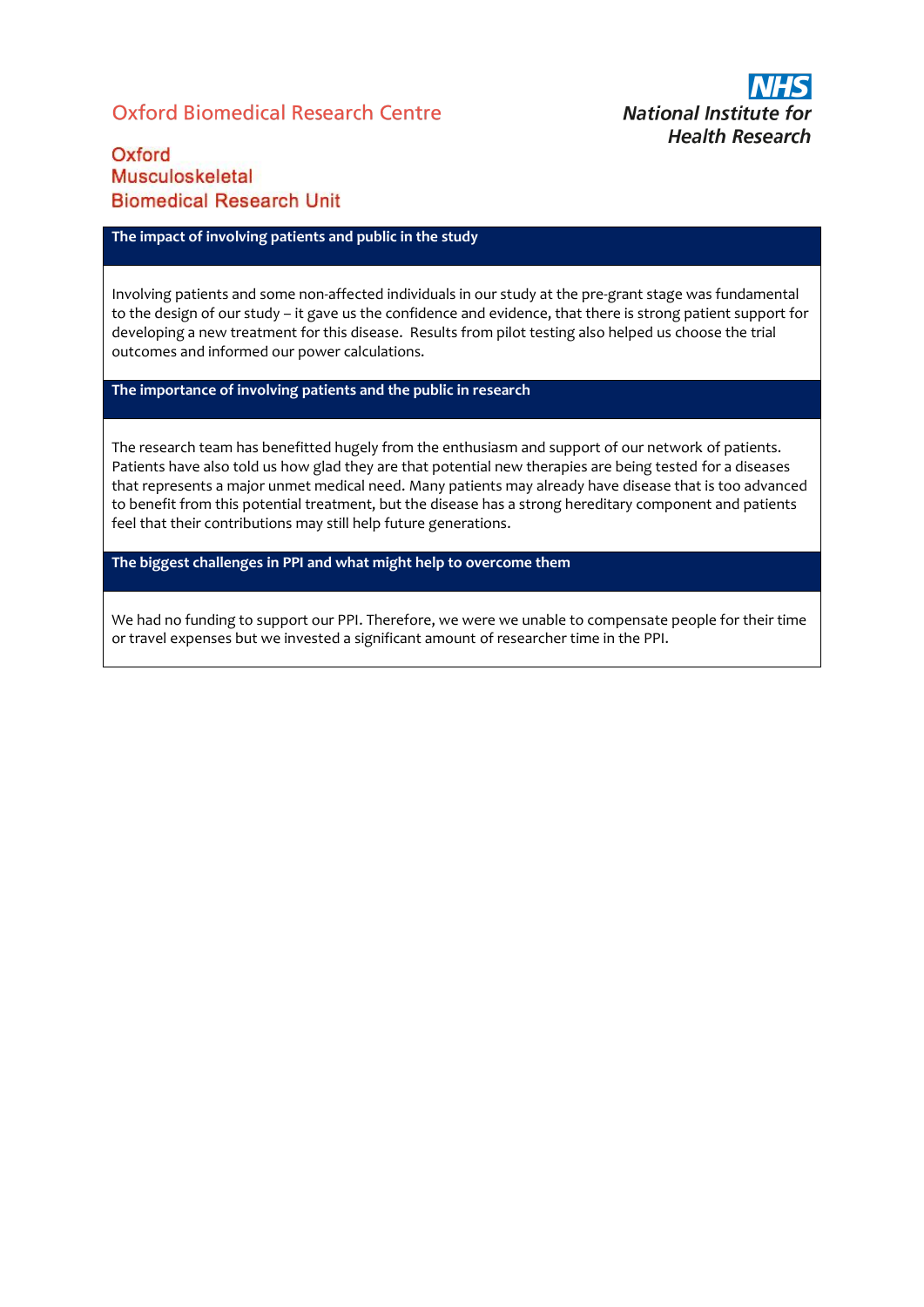Oxford Biomedical Research Centre

Oxford Musculoskeletal Biomedical Research Unit

NHS National Institute for Health Research

## The impact of involving patients and public in the study

Involving patients and some non-affected individuals in our study at the pre-grant stage was fundamental to the design of our study – it gave us the confidence and evidence, that there is strong patient support for developing a new treatment for this disease. Results from pilot testing also helped us choose the trial outcomes and informed our power calculations.

## The importance of involving patients and the public in research

The research team has benefitted hugely from the enthusiasm and support of our network of patients. Patients have also told us how glad they are that potential new therapies are being tested for a diseases that represents a major unmet medical need. Many patients may already have disease that is too advanced to benefit from this potential treatment, but the disease has a strong hereditary component and patients feel that their contributions may still help future generations.

## The biggest challenges in PPI and what might help to overcome them

We had no funding to support our PPI. Therefore, we were we unable to compensate people for their time or travel expenses but we invested a significant amount of researcher time in the PPI.